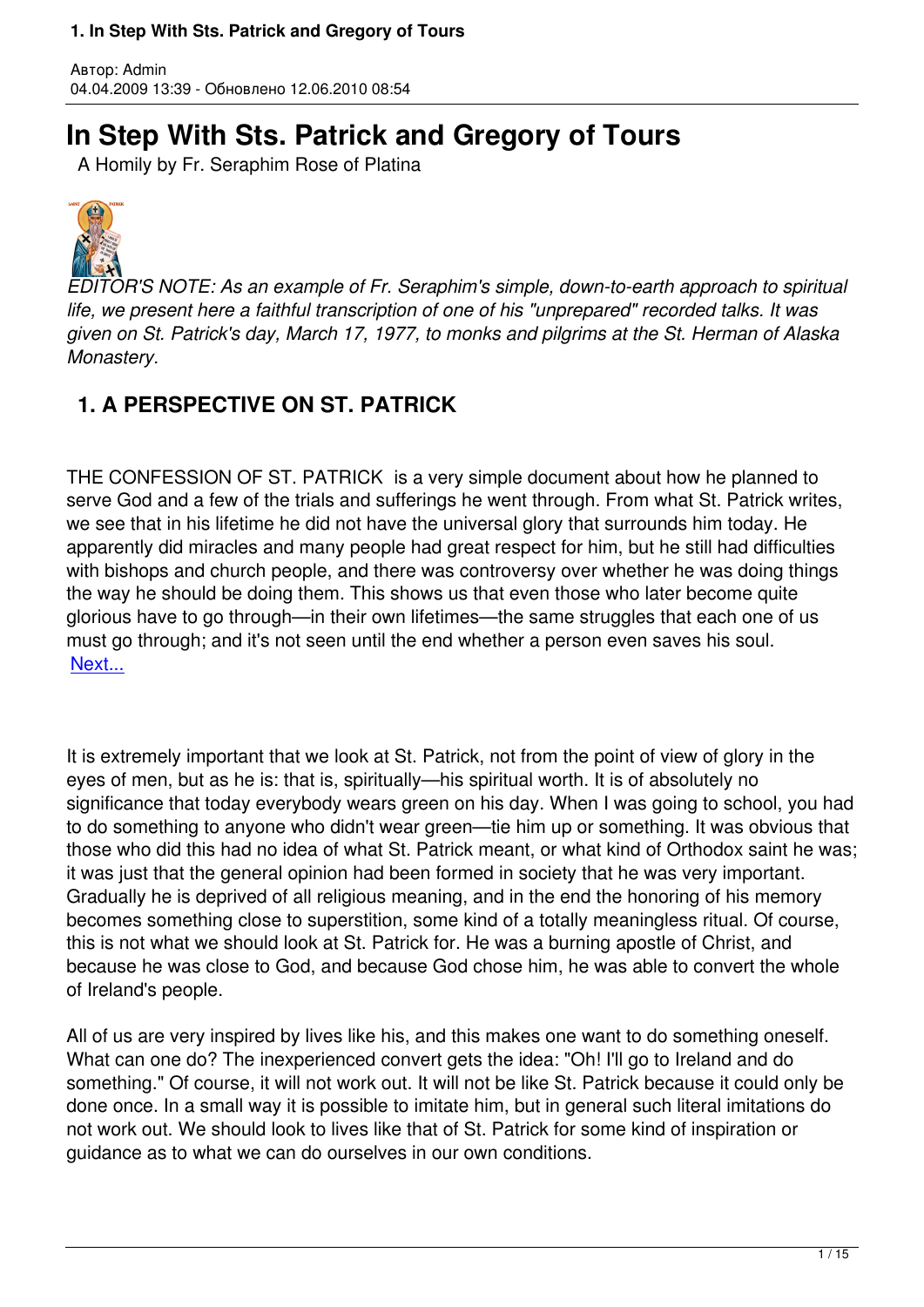Автор: Admin
04.04.2009 13:39 - Обновлено 12.06.2010 08:54

# In Step With Sts. Patrick and Gregory of Tours

A Homily by Fr. Seraphim Rose of Platina

*EDITOR'S NOTE: As an example of Fr. Seraphim's simple, down-to-earth approach to spiritual life, we present here a faithful transcription of one of his "unprepared" recorded talks. It was given on St. Patrick's day, March 17, 1977, to monks and pilgrims at the St. Herman of Alaska Monastery.*

## 1. A PERSPECTIVE ON ST. PATRICK

THE CONFESSION OF ST. PATRICK is a very simple document about how he planned to serve God and a few of the trials and sufferings he went through. From what St. Patrick writes, we see that in his lifetime he did not have the universal glory that surrounds him today. He apparently did miracles and many people had great respect for him, but he still had difficulties with bishops and church people, and there was controversy over whether he was doing things the way he should be doing them. This shows us that even those who later become quite glorious have to go through—in their own lifetimes—the same struggles that each one of us must go through; and it's not seen until the end whether a person even saves his soul.
Next...

It is extremely important that we look at St. Patrick, not from the point of view of glory in the eyes of men, but as he is: that is, spiritually—his spiritual worth. It is of absolutely no significance that today everybody wears green on his day. When I was going to school, you had to do something to anyone who didn't wear green—tie him up or something. It was obvious that those who did this had no idea of what St. Patrick meant, or what kind of Orthodox saint he was; it was just that the general opinion had been formed in society that he was very important. Gradually he is deprived of all religious meaning, and in the end the honoring of his memory becomes something close to superstition, some kind of a totally meaningless ritual. Of course, this is not what we should look at St. Patrick for. He was a burning apostle of Christ, and because he was close to God, and because God chose him, he was able to convert the whole of Ireland's people.

All of us are very inspired by lives like his, and this makes one want to do something oneself. What can one do? The inexperienced convert gets the idea: "Oh! I'll go to Ireland and do something." Of course, it will not work out. It will not be like St. Patrick because it could only be done once. In a small way it is possible to imitate him, but in general such literal imitations do not work out. We should look to lives like that of St. Patrick for some kind of inspiration or guidance as to what we can do ourselves in our own conditions.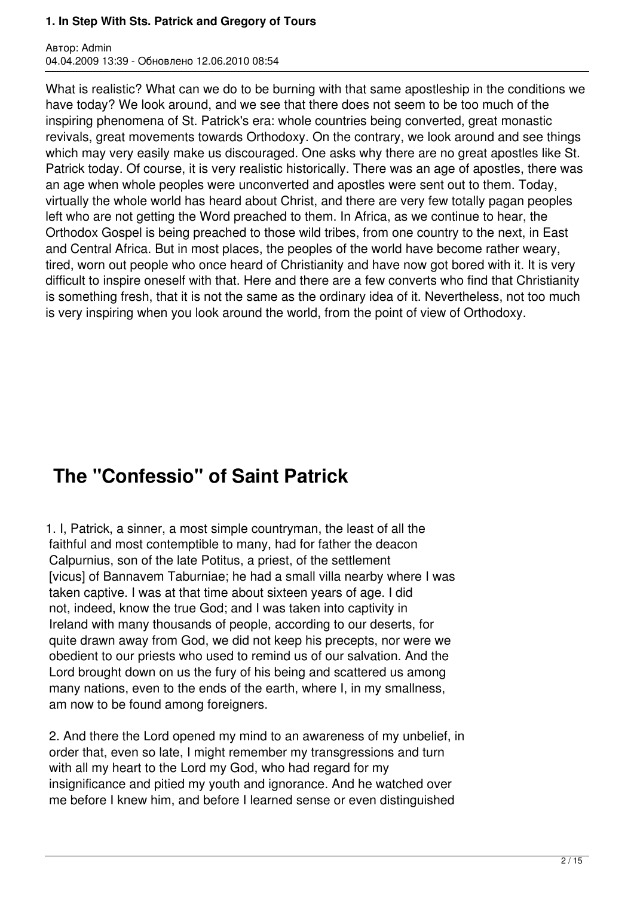What is realistic? What can we do to be burning with that same apostleship in the conditions we have today? We look around, and we see that there does not seem to be too much of the inspiring phenomena of St. Patrick's era: whole countries being converted, great monastic revivals, great movements towards Orthodoxy. On the contrary, we look around and see things which may very easily make us discouraged. One asks why there are no great apostles like St. Patrick today. Of course, it is very realistic historically. There was an age of apostles, there was an age when whole peoples were unconverted and apostles were sent out to them. Today, virtually the whole world has heard about Christ, and there are very few totally pagan peoples left who are not getting the Word preached to them. In Africa, as we continue to hear, the Orthodox Gospel is being preached to those wild tribes, from one country to the next, in East and Central Africa. But in most places, the peoples of the world have become rather weary, tired, worn out people who once heard of Christianity and have now got bored with it. It is very difficult to inspire oneself with that. Here and there are a few converts who find that Christianity is something fresh, that it is not the same as the ordinary idea of it. Nevertheless, not too much is very inspiring when you look around the world, from the point of view of Orthodoxy.

## The "Confessio" of Saint Patrick

1. I, Patrick, a sinner, a most simple countryman, the least of all the faithful and most contemptible to many, had for father the deacon Calpurnius, son of the late Potitus, a priest, of the settlement [vicus] of Bannavem Taburniae; he had a small villa nearby where I was taken captive. I was at that time about sixteen years of age. I did not, indeed, know the true God; and I was taken into captivity in Ireland with many thousands of people, according to our deserts, for quite drawn away from God, we did not keep his precepts, nor were we obedient to our priests who used to remind us of our salvation. And the Lord brought down on us the fury of his being and scattered us among many nations, even to the ends of the earth, where I, in my smallness, am now to be found among foreigners.

2. And there the Lord opened my mind to an awareness of my unbelief, in order that, even so late, I might remember my transgressions and turn with all my heart to the Lord my God, who had regard for my insignificance and pitied my youth and ignorance. And he watched over me before I knew him, and before I learned sense or even distinguished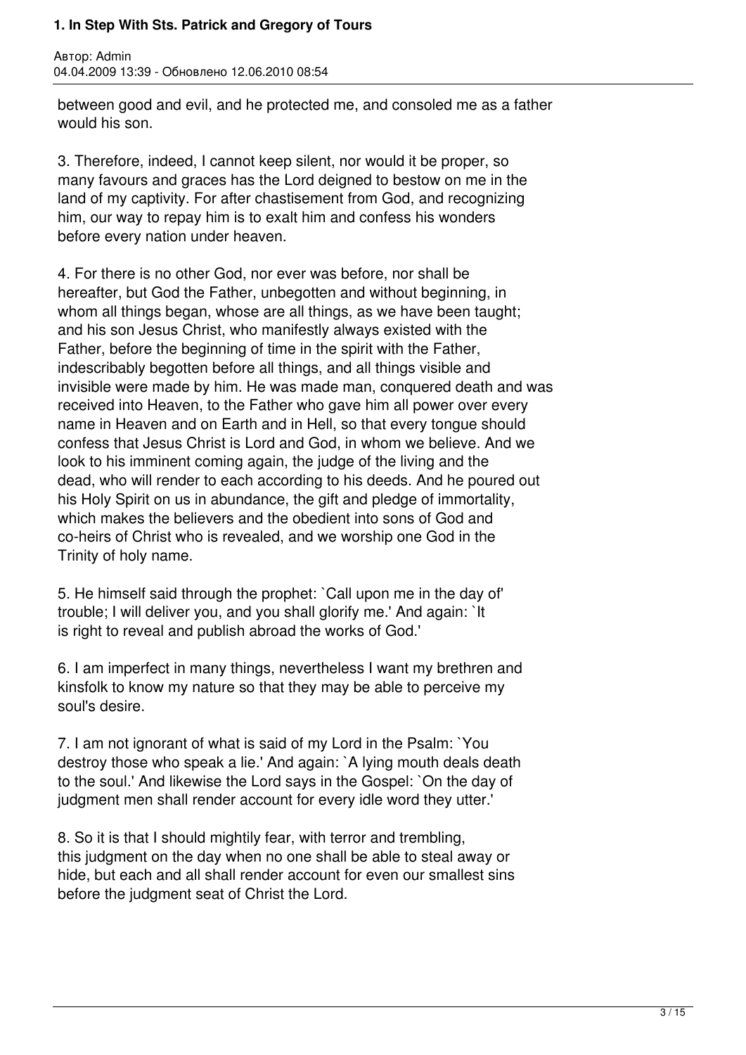between good and evil, and he protected me, and consoled me as a father would his son.

3. Therefore, indeed, I cannot keep silent, nor would it be proper, so many favours and graces has the Lord deigned to bestow on me in the land of my captivity. For after chastisement from God, and recognizing him, our way to repay him is to exalt him and confess his wonders before every nation under heaven.

4. For there is no other God, nor ever was before, nor shall be hereafter, but God the Father, unbegotten and without beginning, in whom all things began, whose are all things, as we have been taught; and his son Jesus Christ, who manifestly always existed with the Father, before the beginning of time in the spirit with the Father, indescribably begotten before all things, and all things visible and invisible were made by him. He was made man, conquered death and was received into Heaven, to the Father who gave him all power over every name in Heaven and on Earth and in Hell, so that every tongue should confess that Jesus Christ is Lord and God, in whom we believe. And we look to his imminent coming again, the judge of the living and the dead, who will render to each according to his deeds. And he poured out his Holy Spirit on us in abundance, the gift and pledge of immortality, which makes the believers and the obedient into sons of God and co-heirs of Christ who is revealed, and we worship one God in the Trinity of holy name.

5. He himself said through the prophet: `Call upon me in the day of' trouble; I will deliver you, and you shall glorify me.' And again: `It is right to reveal and publish abroad the works of God.'

6. I am imperfect in many things, nevertheless I want my brethren and kinsfolk to know my nature so that they may be able to perceive my soul's desire.

7. I am not ignorant of what is said of my Lord in the Psalm: `You destroy those who speak a lie.' And again: `A lying mouth deals death to the soul.' And likewise the Lord says in the Gospel: `On the day of judgment men shall render account for every idle word they utter.'

8. So it is that I should mightily fear, with terror and trembling, this judgment on the day when no one shall be able to steal away or hide, but each and all shall render account for even our smallest sins before the judgment seat of Christ the Lord.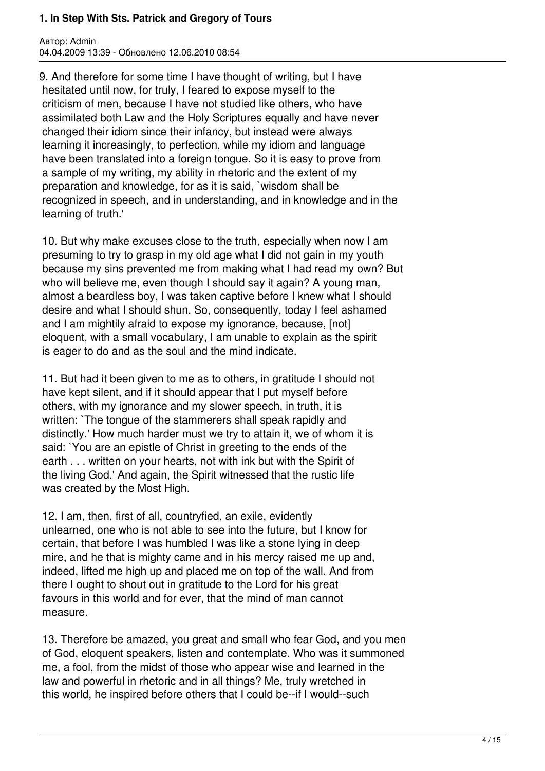9. And therefore for some time I have thought of writing, but I have hesitated until now, for truly, I feared to expose myself to the criticism of men, because I have not studied like others, who have assimilated both Law and the Holy Scriptures equally and have never changed their idiom since their infancy, but instead were always learning it increasingly, to perfection, while my idiom and language have been translated into a foreign tongue. So it is easy to prove from a sample of my writing, my ability in rhetoric and the extent of my preparation and knowledge, for as it is said, `wisdom shall be recognized in speech, and in understanding, and in knowledge and in the learning of truth.'

10. But why make excuses close to the truth, especially when now I am presuming to try to grasp in my old age what I did not gain in my youth because my sins prevented me from making what I had read my own? But who will believe me, even though I should say it again? A young man, almost a beardless boy, I was taken captive before I knew what I should desire and what I should shun. So, consequently, today I feel ashamed and I am mightily afraid to expose my ignorance, because, [not] eloquent, with a small vocabulary, I am unable to explain as the spirit is eager to do and as the soul and the mind indicate.

11. But had it been given to me as to others, in gratitude I should not have kept silent, and if it should appear that I put myself before others, with my ignorance and my slower speech, in truth, it is written: `The tongue of the stammerers shall speak rapidly and distinctly.' How much harder must we try to attain it, we of whom it is said: `You are an epistle of Christ in greeting to the ends of the earth . . . written on your hearts, not with ink but with the Spirit of the living God.' And again, the Spirit witnessed that the rustic life was created by the Most High.

12. I am, then, first of all, countryfied, an exile, evidently unlearned, one who is not able to see into the future, but I know for certain, that before I was humbled I was like a stone lying in deep mire, and he that is mighty came and in his mercy raised me up and, indeed, lifted me high up and placed me on top of the wall. And from there I ought to shout out in gratitude to the Lord for his great favours in this world and for ever, that the mind of man cannot measure.

13. Therefore be amazed, you great and small who fear God, and you men of God, eloquent speakers, listen and contemplate. Who was it summoned me, a fool, from the midst of those who appear wise and learned in the law and powerful in rhetoric and in all things? Me, truly wretched in this world, he inspired before others that I could be--if I would--such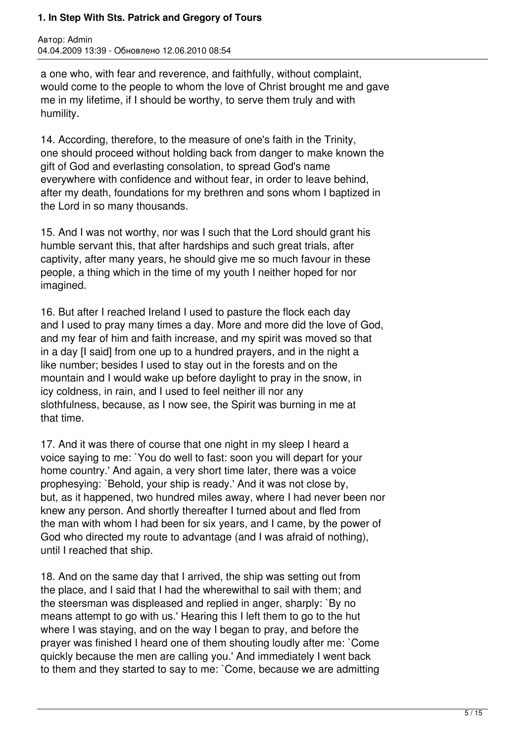a one who, with fear and reverence, and faithfully, without complaint, would come to the people to whom the love of Christ brought me and gave me in my lifetime, if I should be worthy, to serve them truly and with humility.

14. According, therefore, to the measure of one's faith in the Trinity, one should proceed without holding back from danger to make known the gift of God and everlasting consolation, to spread God's name everywhere with confidence and without fear, in order to leave behind, after my death, foundations for my brethren and sons whom I baptized in the Lord in so many thousands.

15. And I was not worthy, nor was I such that the Lord should grant his humble servant this, that after hardships and such great trials, after captivity, after many years, he should give me so much favour in these people, a thing which in the time of my youth I neither hoped for nor imagined.

16. But after I reached Ireland I used to pasture the flock each day and I used to pray many times a day. More and more did the love of God, and my fear of him and faith increase, and my spirit was moved so that in a day [I said] from one up to a hundred prayers, and in the night a like number; besides I used to stay out in the forests and on the mountain and I would wake up before daylight to pray in the snow, in icy coldness, in rain, and I used to feel neither ill nor any slothfulness, because, as I now see, the Spirit was burning in me at that time.

17. And it was there of course that one night in my sleep I heard a voice saying to me: `You do well to fast: soon you will depart for your home country.' And again, a very short time later, there was a voice prophesying: `Behold, your ship is ready.' And it was not close by, but, as it happened, two hundred miles away, where I had never been nor knew any person. And shortly thereafter I turned about and fled from the man with whom I had been for six years, and I came, by the power of God who directed my route to advantage (and I was afraid of nothing), until I reached that ship.

18. And on the same day that I arrived, the ship was setting out from the place, and I said that I had the wherewithal to sail with them; and the steersman was displeased and replied in anger, sharply: `By no means attempt to go with us.' Hearing this I left them to go to the hut where I was staying, and on the way I began to pray, and before the prayer was finished I heard one of them shouting loudly after me: `Come quickly because the men are calling you.' And immediately I went back to them and they started to say to me: `Come, because we are admitting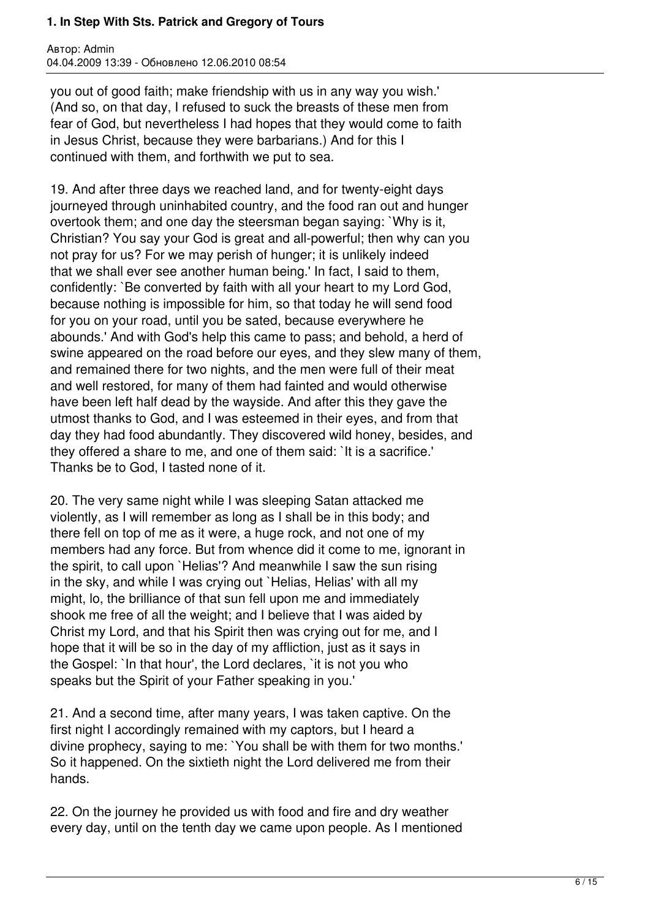you out of good faith; make friendship with us in any way you wish.' (And so, on that day, I refused to suck the breasts of these men from fear of God, but nevertheless I had hopes that they would come to faith in Jesus Christ, because they were barbarians.) And for this I continued with them, and forthwith we put to sea.

19. And after three days we reached land, and for twenty-eight days journeyed through uninhabited country, and the food ran out and hunger overtook them; and one day the steersman began saying: `Why is it, Christian? You say your God is great and all-powerful; then why can you not pray for us? For we may perish of hunger; it is unlikely indeed that we shall ever see another human being.' In fact, I said to them, confidently: `Be converted by faith with all your heart to my Lord God, because nothing is impossible for him, so that today he will send food for you on your road, until you be sated, because everywhere he abounds.' And with God's help this came to pass; and behold, a herd of swine appeared on the road before our eyes, and they slew many of them, and remained there for two nights, and the men were full of their meat and well restored, for many of them had fainted and would otherwise have been left half dead by the wayside. And after this they gave the utmost thanks to God, and I was esteemed in their eyes, and from that day they had food abundantly. They discovered wild honey, besides, and they offered a share to me, and one of them said: `It is a sacrifice.' Thanks be to God, I tasted none of it.

20. The very same night while I was sleeping Satan attacked me violently, as I will remember as long as I shall be in this body; and there fell on top of me as it were, a huge rock, and not one of my members had any force. But from whence did it come to me, ignorant in the spirit, to call upon `Helias'? And meanwhile I saw the sun rising in the sky, and while I was crying out `Helias, Helias' with all my might, lo, the brilliance of that sun fell upon me and immediately shook me free of all the weight; and I believe that I was aided by Christ my Lord, and that his Spirit then was crying out for me, and I hope that it will be so in the day of my affliction, just as it says in the Gospel: `In that hour', the Lord declares, `it is not you who speaks but the Spirit of your Father speaking in you.'

21. And a second time, after many years, I was taken captive. On the first night I accordingly remained with my captors, but I heard a divine prophecy, saying to me: `You shall be with them for two months.' So it happened. On the sixtieth night the Lord delivered me from their hands.

22. On the journey he provided us with food and fire and dry weather every day, until on the tenth day we came upon people. As I mentioned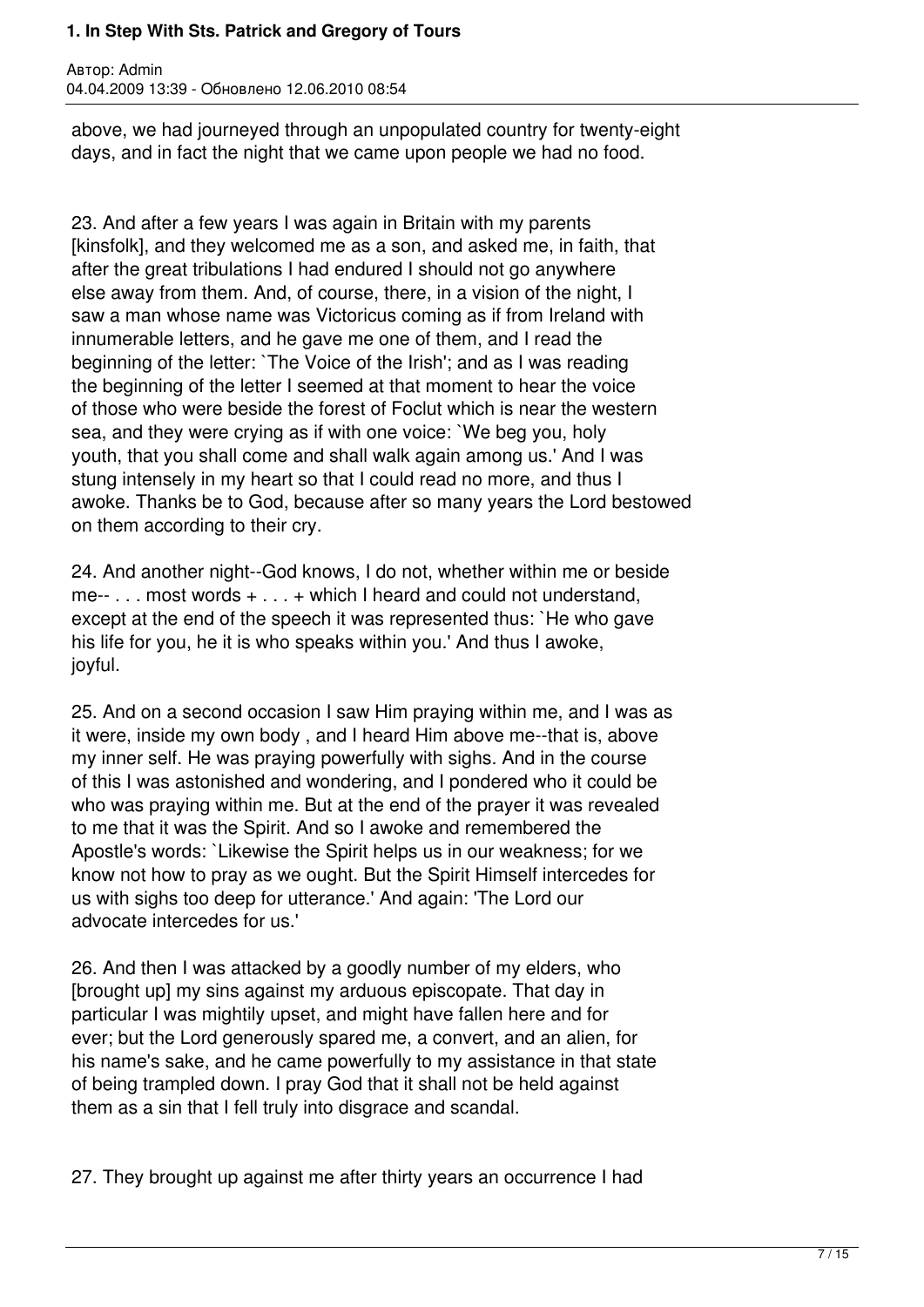above, we had journeyed through an unpopulated country for twenty-eight days, and in fact the night that we came upon people we had no food.

23. And after a few years I was again in Britain with my parents [kinsfolk], and they welcomed me as a son, and asked me, in faith, that after the great tribulations I had endured I should not go anywhere else away from them. And, of course, there, in a vision of the night, I saw a man whose name was Victoricus coming as if from Ireland with innumerable letters, and he gave me one of them, and I read the beginning of the letter: `The Voice of the Irish'; and as I was reading the beginning of the letter I seemed at that moment to hear the voice of those who were beside the forest of Foclut which is near the western sea, and they were crying as if with one voice: `We beg you, holy youth, that you shall come and shall walk again among us.' And I was stung intensely in my heart so that I could read no more, and thus I awoke. Thanks be to God, because after so many years the Lord bestowed on them according to their cry.

24. And another night--God knows, I do not, whether within me or beside me-- . . . most words + . . . + which I heard and could not understand, except at the end of the speech it was represented thus: `He who gave his life for you, he it is who speaks within you.' And thus I awoke, joyful.

25. And on a second occasion I saw Him praying within me, and I was as it were, inside my own body , and I heard Him above me--that is, above my inner self. He was praying powerfully with sighs. And in the course of this I was astonished and wondering, and I pondered who it could be who was praying within me. But at the end of the prayer it was revealed to me that it was the Spirit. And so I awoke and remembered the Apostle's words: `Likewise the Spirit helps us in our weakness; for we know not how to pray as we ought. But the Spirit Himself intercedes for us with sighs too deep for utterance.' And again: 'The Lord our advocate intercedes for us.'

26. And then I was attacked by a goodly number of my elders, who [brought up] my sins against my arduous episcopate. That day in particular I was mightily upset, and might have fallen here and for ever; but the Lord generously spared me, a convert, and an alien, for his name's sake, and he came powerfully to my assistance in that state of being trampled down. I pray God that it shall not be held against them as a sin that I fell truly into disgrace and scandal.

27. They brought up against me after thirty years an occurrence I had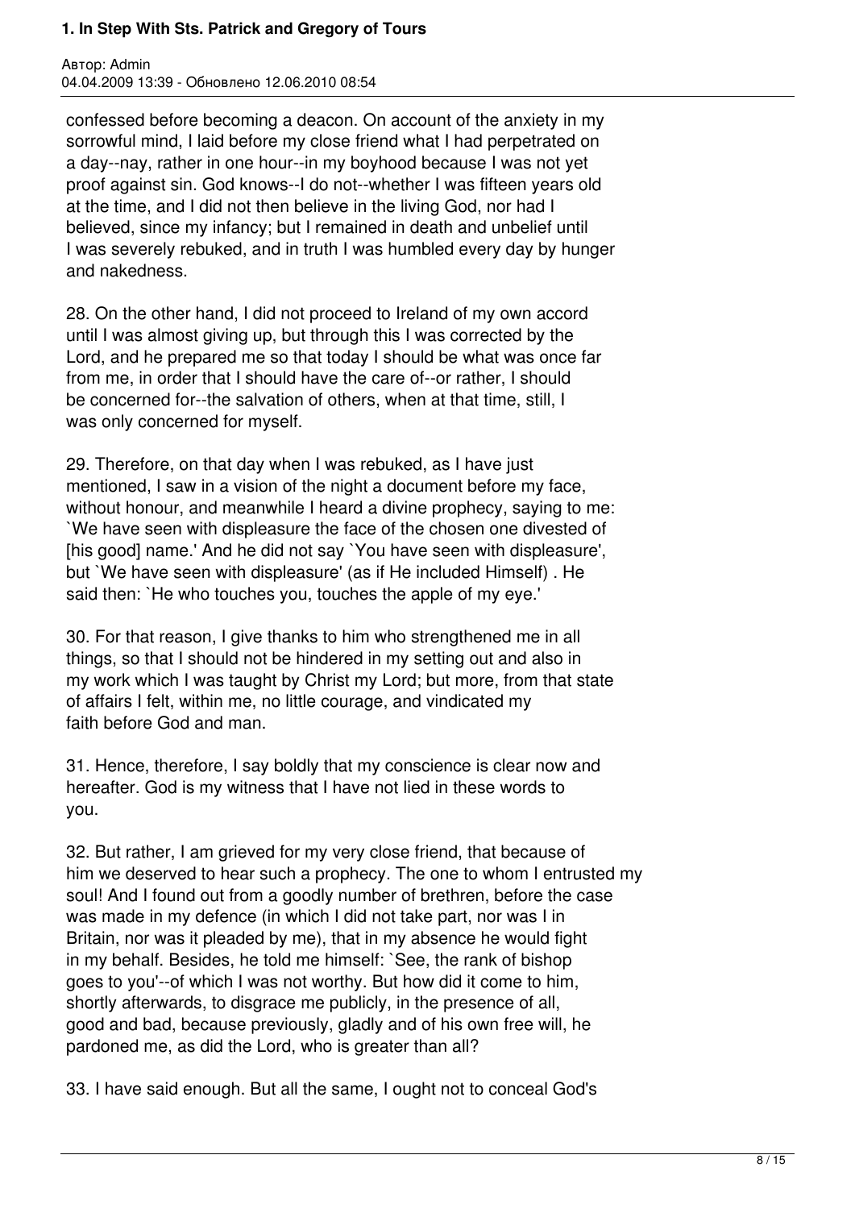confessed before becoming a deacon. On account of the anxiety in my sorrowful mind, I laid before my close friend what I had perpetrated on a day--nay, rather in one hour--in my boyhood because I was not yet proof against sin. God knows--I do not--whether I was fifteen years old at the time, and I did not then believe in the living God, nor had I believed, since my infancy; but I remained in death and unbelief until I was severely rebuked, and in truth I was humbled every day by hunger and nakedness.

28. On the other hand, I did not proceed to Ireland of my own accord until I was almost giving up, but through this I was corrected by the Lord, and he prepared me so that today I should be what was once far from me, in order that I should have the care of--or rather, I should be concerned for--the salvation of others, when at that time, still, I was only concerned for myself.

29. Therefore, on that day when I was rebuked, as I have just mentioned, I saw in a vision of the night a document before my face, without honour, and meanwhile I heard a divine prophecy, saying to me: `We have seen with displeasure the face of the chosen one divested of [his good] name.' And he did not say `You have seen with displeasure', but `We have seen with displeasure' (as if He included Himself) . He said then: `He who touches you, touches the apple of my eye.'

30. For that reason, I give thanks to him who strengthened me in all things, so that I should not be hindered in my setting out and also in my work which I was taught by Christ my Lord; but more, from that state of affairs I felt, within me, no little courage, and vindicated my faith before God and man.

31. Hence, therefore, I say boldly that my conscience is clear now and hereafter. God is my witness that I have not lied in these words to you.

32. But rather, I am grieved for my very close friend, that because of him we deserved to hear such a prophecy. The one to whom I entrusted my soul! And I found out from a goodly number of brethren, before the case was made in my defence (in which I did not take part, nor was I in Britain, nor was it pleaded by me), that in my absence he would fight in my behalf. Besides, he told me himself: `See, the rank of bishop goes to you'--of which I was not worthy. But how did it come to him, shortly afterwards, to disgrace me publicly, in the presence of all, good and bad, because previously, gladly and of his own free will, he pardoned me, as did the Lord, who is greater than all?

33. I have said enough. But all the same, I ought not to conceal God's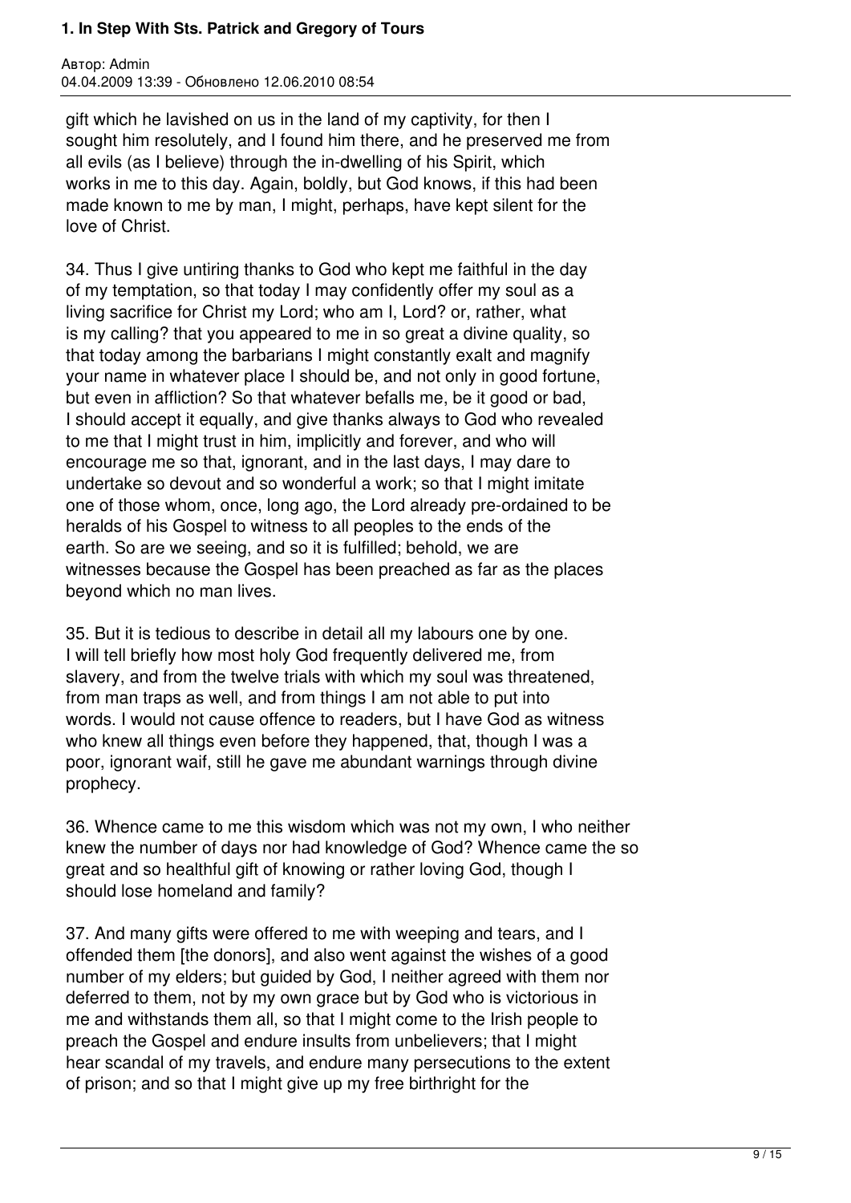gift which he lavished on us in the land of my captivity, for then I sought him resolutely, and I found him there, and he preserved me from all evils (as I believe) through the in-dwelling of his Spirit, which works in me to this day. Again, boldly, but God knows, if this had been made known to me by man, I might, perhaps, have kept silent for the love of Christ.

34. Thus I give untiring thanks to God who kept me faithful in the day of my temptation, so that today I may confidently offer my soul as a living sacrifice for Christ my Lord; who am I, Lord? or, rather, what is my calling? that you appeared to me in so great a divine quality, so that today among the barbarians I might constantly exalt and magnify your name in whatever place I should be, and not only in good fortune, but even in affliction? So that whatever befalls me, be it good or bad, I should accept it equally, and give thanks always to God who revealed to me that I might trust in him, implicitly and forever, and who will encourage me so that, ignorant, and in the last days, I may dare to undertake so devout and so wonderful a work; so that I might imitate one of those whom, once, long ago, the Lord already pre-ordained to be heralds of his Gospel to witness to all peoples to the ends of the earth. So are we seeing, and so it is fulfilled; behold, we are witnesses because the Gospel has been preached as far as the places beyond which no man lives.

35. But it is tedious to describe in detail all my labours one by one. I will tell briefly how most holy God frequently delivered me, from slavery, and from the twelve trials with which my soul was threatened, from man traps as well, and from things I am not able to put into words. I would not cause offence to readers, but I have God as witness who knew all things even before they happened, that, though I was a poor, ignorant waif, still he gave me abundant warnings through divine prophecy.

36. Whence came to me this wisdom which was not my own, I who neither knew the number of days nor had knowledge of God? Whence came the so great and so healthful gift of knowing or rather loving God, though I should lose homeland and family?

37. And many gifts were offered to me with weeping and tears, and I offended them [the donors], and also went against the wishes of a good number of my elders; but guided by God, I neither agreed with them nor deferred to them, not by my own grace but by God who is victorious in me and withstands them all, so that I might come to the Irish people to preach the Gospel and endure insults from unbelievers; that I might hear scandal of my travels, and endure many persecutions to the extent of prison; and so that I might give up my free birthright for the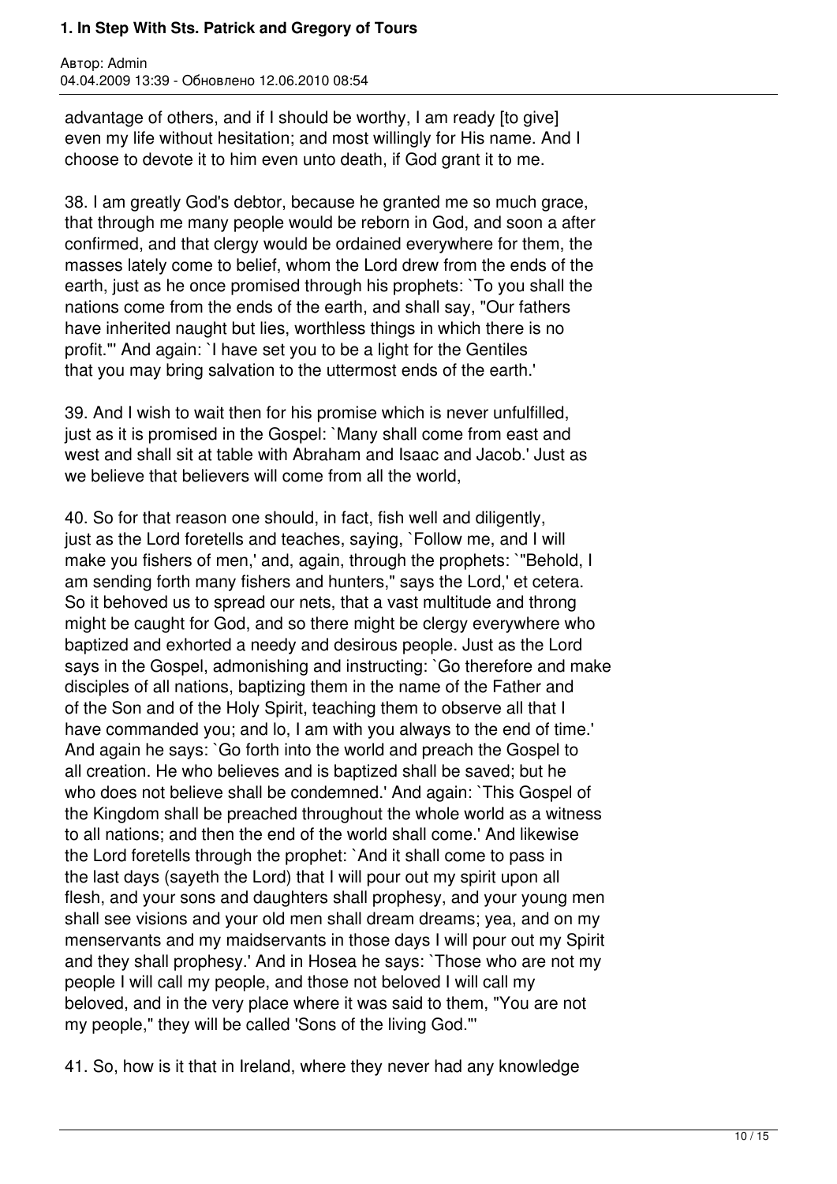advantage of others, and if I should be worthy, I am ready [to give] even my life without hesitation; and most willingly for His name. And I choose to devote it to him even unto death, if God grant it to me.

38. I am greatly God's debtor, because he granted me so much grace, that through me many people would be reborn in God, and soon a after confirmed, and that clergy would be ordained everywhere for them, the masses lately come to belief, whom the Lord drew from the ends of the earth, just as he once promised through his prophets: `To you shall the nations come from the ends of the earth, and shall say, "Our fathers have inherited naught but lies, worthless things in which there is no profit."' And again: `I have set you to be a light for the Gentiles that you may bring salvation to the uttermost ends of the earth.'

39. And I wish to wait then for his promise which is never unfulfilled, just as it is promised in the Gospel: `Many shall come from east and west and shall sit at table with Abraham and Isaac and Jacob.' Just as we believe that believers will come from all the world,

40. So for that reason one should, in fact, fish well and diligently, just as the Lord foretells and teaches, saying, `Follow me, and I will make you fishers of men,' and, again, through the prophets: `"Behold, I am sending forth many fishers and hunters," says the Lord,' et cetera. So it behoved us to spread our nets, that a vast multitude and throng might be caught for God, and so there might be clergy everywhere who baptized and exhorted a needy and desirous people. Just as the Lord says in the Gospel, admonishing and instructing: `Go therefore and make disciples of all nations, baptizing them in the name of the Father and of the Son and of the Holy Spirit, teaching them to observe all that I have commanded you; and lo, I am with you always to the end of time.' And again he says: `Go forth into the world and preach the Gospel to all creation. He who believes and is baptized shall be saved; but he who does not believe shall be condemned.' And again: `This Gospel of the Kingdom shall be preached throughout the whole world as a witness to all nations; and then the end of the world shall come.' And likewise the Lord foretells through the prophet: `And it shall come to pass in the last days (sayeth the Lord) that I will pour out my spirit upon all flesh, and your sons and daughters shall prophesy, and your young men shall see visions and your old men shall dream dreams; yea, and on my menservants and my maidservants in those days I will pour out my Spirit and they shall prophesy.' And in Hosea he says: `Those who are not my people I will call my people, and those not beloved I will call my beloved, and in the very place where it was said to them, "You are not my people," they will be called 'Sons of the living God."'

41. So, how is it that in Ireland, where they never had any knowledge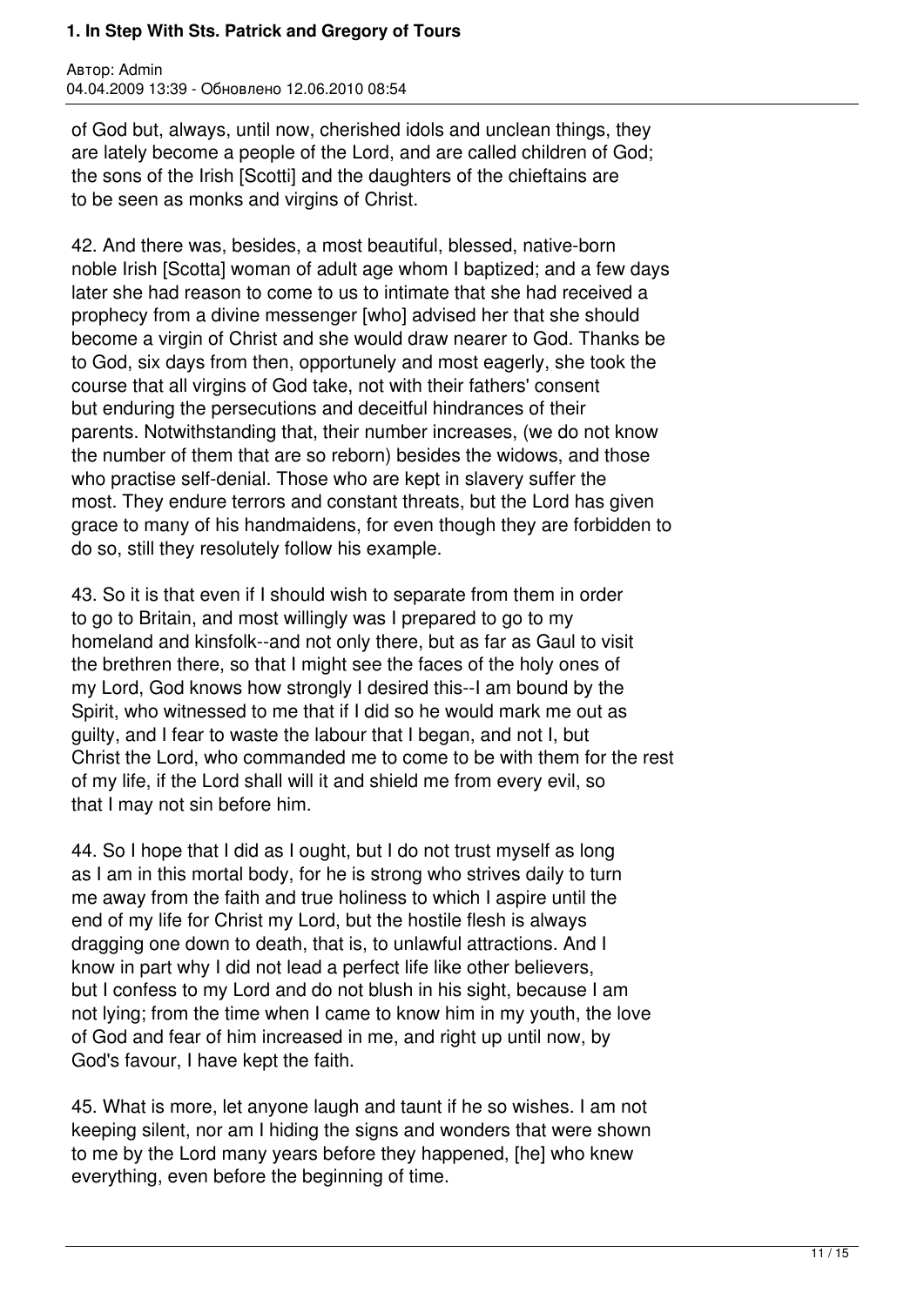of God but, always, until now, cherished idols and unclean things, they are lately become a people of the Lord, and are called children of God; the sons of the Irish [Scotti] and the daughters of the chieftains are to be seen as monks and virgins of Christ.

42. And there was, besides, a most beautiful, blessed, native-born noble Irish [Scotta] woman of adult age whom I baptized; and a few days later she had reason to come to us to intimate that she had received a prophecy from a divine messenger [who] advised her that she should become a virgin of Christ and she would draw nearer to God. Thanks be to God, six days from then, opportunely and most eagerly, she took the course that all virgins of God take, not with their fathers' consent but enduring the persecutions and deceitful hindrances of their parents. Notwithstanding that, their number increases, (we do not know the number of them that are so reborn) besides the widows, and those who practise self-denial. Those who are kept in slavery suffer the most. They endure terrors and constant threats, but the Lord has given grace to many of his handmaidens, for even though they are forbidden to do so, still they resolutely follow his example.

43. So it is that even if I should wish to separate from them in order to go to Britain, and most willingly was I prepared to go to my homeland and kinsfolk--and not only there, but as far as Gaul to visit the brethren there, so that I might see the faces of the holy ones of my Lord, God knows how strongly I desired this--I am bound by the Spirit, who witnessed to me that if I did so he would mark me out as guilty, and I fear to waste the labour that I began, and not I, but Christ the Lord, who commanded me to come to be with them for the rest of my life, if the Lord shall will it and shield me from every evil, so that I may not sin before him.

44. So I hope that I did as I ought, but I do not trust myself as long as I am in this mortal body, for he is strong who strives daily to turn me away from the faith and true holiness to which I aspire until the end of my life for Christ my Lord, but the hostile flesh is always dragging one down to death, that is, to unlawful attractions. And I know in part why I did not lead a perfect life like other believers, but I confess to my Lord and do not blush in his sight, because I am not lying; from the time when I came to know him in my youth, the love of God and fear of him increased in me, and right up until now, by God's favour, I have kept the faith.

45. What is more, let anyone laugh and taunt if he so wishes. I am not keeping silent, nor am I hiding the signs and wonders that were shown to me by the Lord many years before they happened, [he] who knew everything, even before the beginning of time.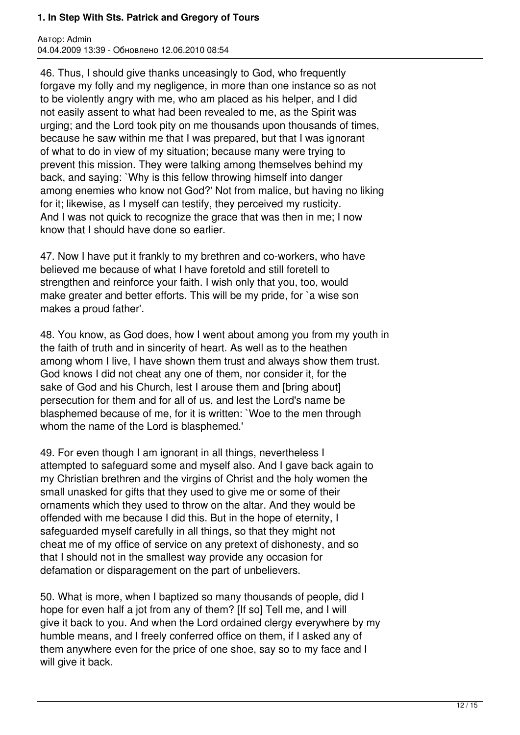46. Thus, I should give thanks unceasingly to God, who frequently forgave my folly and my negligence, in more than one instance so as not to be violently angry with me, who am placed as his helper, and I did not easily assent to what had been revealed to me, as the Spirit was urging; and the Lord took pity on me thousands upon thousands of times, because he saw within me that I was prepared, but that I was ignorant of what to do in view of my situation; because many were trying to prevent this mission. They were talking among themselves behind my back, and saying: `Why is this fellow throwing himself into danger among enemies who know not God?' Not from malice, but having no liking for it; likewise, as I myself can testify, they perceived my rusticity. And I was not quick to recognize the grace that was then in me; I now know that I should have done so earlier.

47. Now I have put it frankly to my brethren and co-workers, who have believed me because of what I have foretold and still foretell to strengthen and reinforce your faith. I wish only that you, too, would make greater and better efforts. This will be my pride, for `a wise son makes a proud father'.

48. You know, as God does, how I went about among you from my youth in the faith of truth and in sincerity of heart. As well as to the heathen among whom I live, I have shown them trust and always show them trust. God knows I did not cheat any one of them, nor consider it, for the sake of God and his Church, lest I arouse them and [bring about] persecution for them and for all of us, and lest the Lord's name be blasphemed because of me, for it is written: `Woe to the men through whom the name of the Lord is blasphemed.'

49. For even though I am ignorant in all things, nevertheless I attempted to safeguard some and myself also. And I gave back again to my Christian brethren and the virgins of Christ and the holy women the small unasked for gifts that they used to give me or some of their ornaments which they used to throw on the altar. And they would be offended with me because I did this. But in the hope of eternity, I safeguarded myself carefully in all things, so that they might not cheat me of my office of service on any pretext of dishonesty, and so that I should not in the smallest way provide any occasion for defamation or disparagement on the part of unbelievers.

50. What is more, when I baptized so many thousands of people, did I hope for even half a jot from any of them? [If so] Tell me, and I will give it back to you. And when the Lord ordained clergy everywhere by my humble means, and I freely conferred office on them, if I asked any of them anywhere even for the price of one shoe, say so to my face and I will give it back.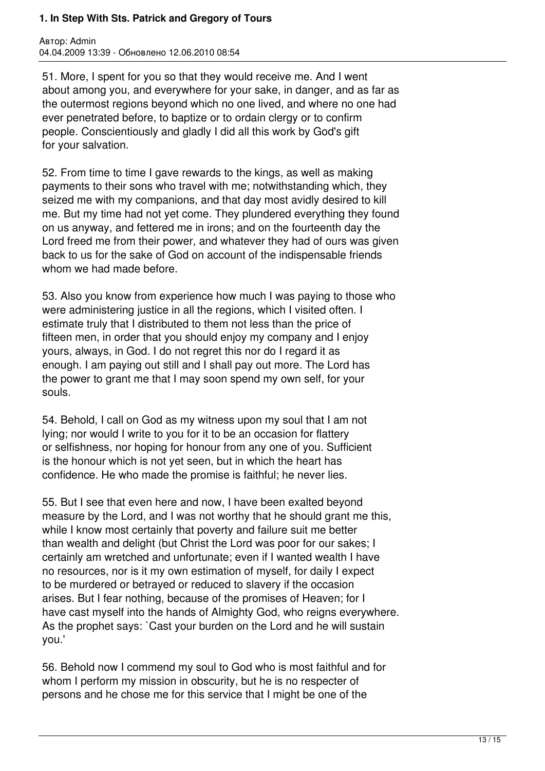51. More, I spent for you so that they would receive me. And I went about among you, and everywhere for your sake, in danger, and as far as the outermost regions beyond which no one lived, and where no one had ever penetrated before, to baptize or to ordain clergy or to confirm people. Conscientiously and gladly I did all this work by God's gift for your salvation.

52. From time to time I gave rewards to the kings, as well as making payments to their sons who travel with me; notwithstanding which, they seized me with my companions, and that day most avidly desired to kill me. But my time had not yet come. They plundered everything they found on us anyway, and fettered me in irons; and on the fourteenth day the Lord freed me from their power, and whatever they had of ours was given back to us for the sake of God on account of the indispensable friends whom we had made before.

53. Also you know from experience how much I was paying to those who were administering justice in all the regions, which I visited often. I estimate truly that I distributed to them not less than the price of fifteen men, in order that you should enjoy my company and I enjoy yours, always, in God. I do not regret this nor do I regard it as enough. I am paying out still and I shall pay out more. The Lord has the power to grant me that I may soon spend my own self, for your souls.

54. Behold, I call on God as my witness upon my soul that I am not lying; nor would I write to you for it to be an occasion for flattery or selfishness, nor hoping for honour from any one of you. Sufficient is the honour which is not yet seen, but in which the heart has confidence. He who made the promise is faithful; he never lies.

55. But I see that even here and now, I have been exalted beyond measure by the Lord, and I was not worthy that he should grant me this, while I know most certainly that poverty and failure suit me better than wealth and delight (but Christ the Lord was poor for our sakes; I certainly am wretched and unfortunate; even if I wanted wealth I have no resources, nor is it my own estimation of myself, for daily I expect to be murdered or betrayed or reduced to slavery if the occasion arises. But I fear nothing, because of the promises of Heaven; for I have cast myself into the hands of Almighty God, who reigns everywhere. As the prophet says: `Cast your burden on the Lord and he will sustain you.'

56. Behold now I commend my soul to God who is most faithful and for whom I perform my mission in obscurity, but he is no respecter of persons and he chose me for this service that I might be one of the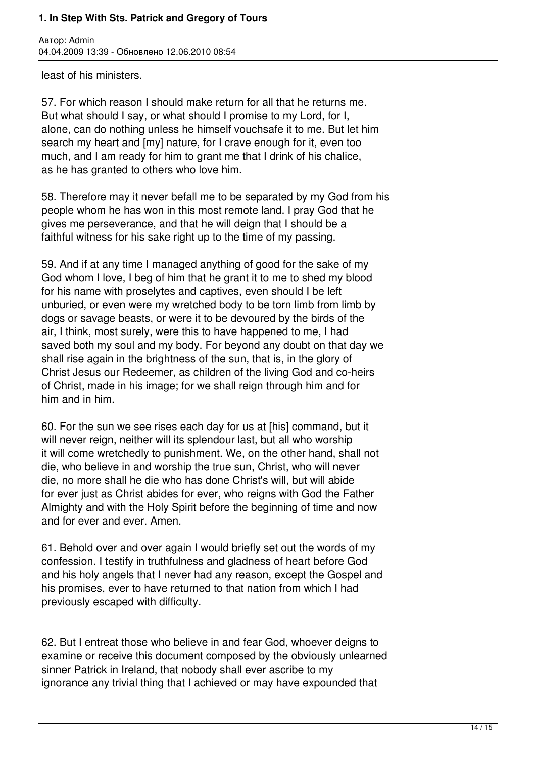least of his ministers.

57. For which reason I should make return for all that he returns me. But what should I say, or what should I promise to my Lord, for I, alone, can do nothing unless he himself vouchsafe it to me. But let him search my heart and [my] nature, for I crave enough for it, even too much, and I am ready for him to grant me that I drink of his chalice, as he has granted to others who love him.

58. Therefore may it never befall me to be separated by my God from his people whom he has won in this most remote land. I pray God that he gives me perseverance, and that he will deign that I should be a faithful witness for his sake right up to the time of my passing.

59. And if at any time I managed anything of good for the sake of my God whom I love, I beg of him that he grant it to me to shed my blood for his name with proselytes and captives, even should I be left unburied, or even were my wretched body to be torn limb from limb by dogs or savage beasts, or were it to be devoured by the birds of the air, I think, most surely, were this to have happened to me, I had saved both my soul and my body. For beyond any doubt on that day we shall rise again in the brightness of the sun, that is, in the glory of Christ Jesus our Redeemer, as children of the living God and co-heirs of Christ, made in his image; for we shall reign through him and for him and in him.

60. For the sun we see rises each day for us at [his] command, but it will never reign, neither will its splendour last, but all who worship it will come wretchedly to punishment. We, on the other hand, shall not die, who believe in and worship the true sun, Christ, who will never die, no more shall he die who has done Christ's will, but will abide for ever just as Christ abides for ever, who reigns with God the Father Almighty and with the Holy Spirit before the beginning of time and now and for ever and ever. Amen.

61. Behold over and over again I would briefly set out the words of my confession. I testify in truthfulness and gladness of heart before God and his holy angels that I never had any reason, except the Gospel and his promises, ever to have returned to that nation from which I had previously escaped with difficulty.

62. But I entreat those who believe in and fear God, whoever deigns to examine or receive this document composed by the obviously unlearned sinner Patrick in Ireland, that nobody shall ever ascribe to my ignorance any trivial thing that I achieved or may have expounded that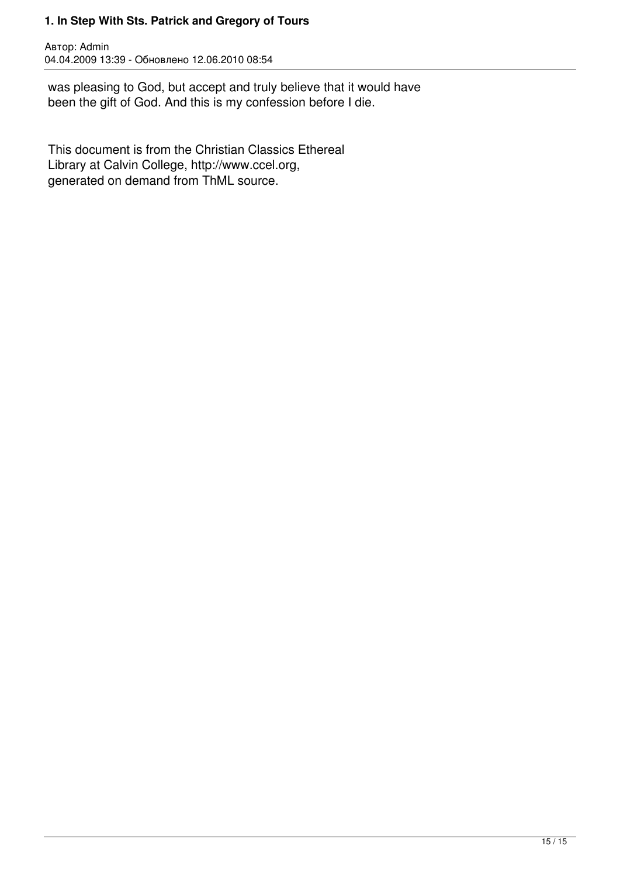was pleasing to God, but accept and truly believe that it would have been the gift of God. And this is my confession before I die.

This document is from the Christian Classics Ethereal Library at Calvin College, http://www.ccel.org, generated on demand from ThML source.